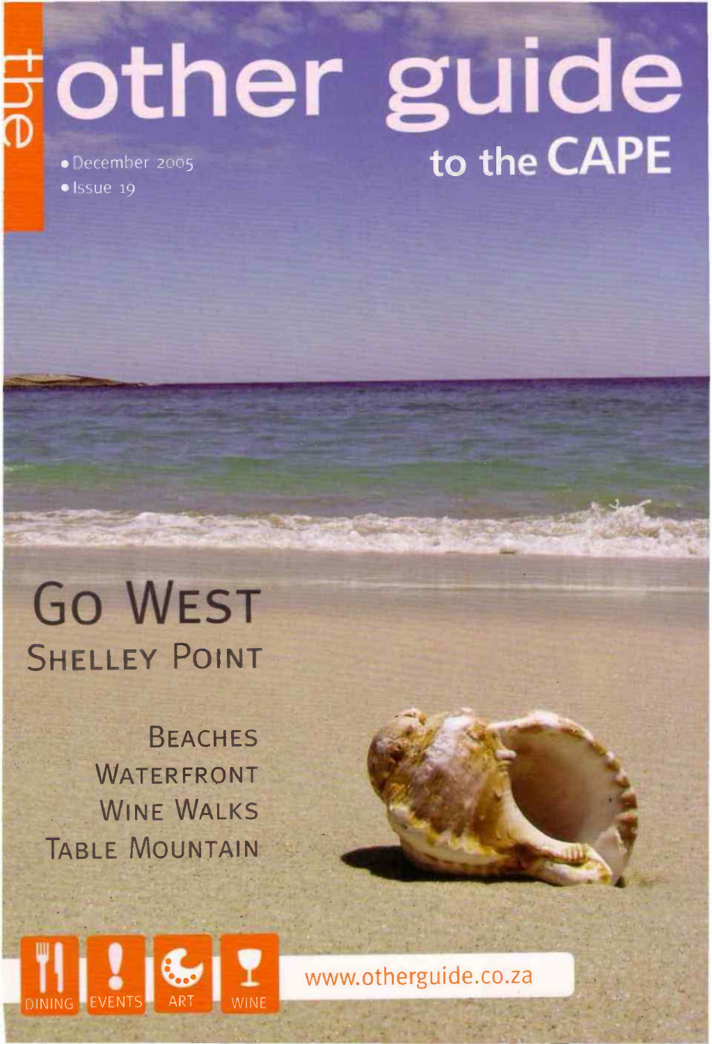# the other guide to the CAPE

- December 2005
- Issue 19

## GO WEST
### SHELLEY POINT

BEACHES
WATERFRONT
WINE WALKS
TABLE MOUNTAIN

DINING | EVENTS | ART | WINE

www.otherguide.co.za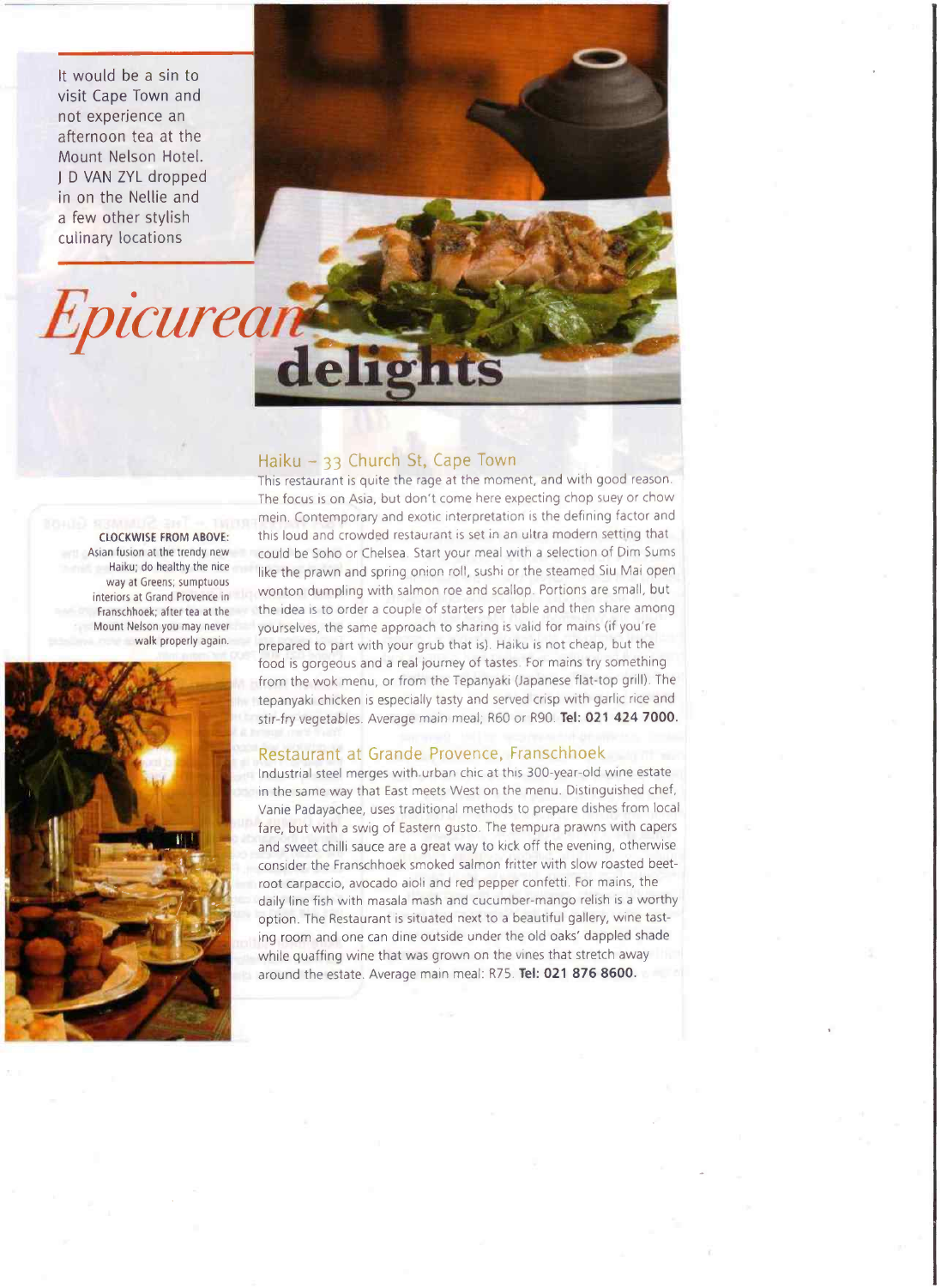It would be a sin to visit Cape Town and not experience an afternoon tea at the Mount Nelson Hotel. J D VAN ZYL dropped in on the Nellie and a few other stylish culinary locations

# *Epicurean* delights

**CLOCKWISE FROM ABOVE:** Asian fusion at the trendy new Haiku; do healthy the nice way at Greens; sumptuous interiors at Grand Provence in Franschhoek; after tea at the Mount Nelson you may never walk properly again.

## Haiku – 33 Church St, Cape Town

This restaurant is quite the rage at the moment, and with good reason. The focus is on Asia, but don't come here expecting chop suey or chow mein. Contemporary and exotic interpretation is the defining factor and this loud and crowded restaurant is set in an ultra modern setting that could be Soho or Chelsea. Start your meal with a selection of Dim Sums like the prawn and spring onion roll, sushi or the steamed Siu Mai open wonton dumpling with salmon roe and scallop. Portions are small, but the idea is to order a couple of starters per table and then share among yourselves, the same approach to sharing is valid for mains (if you're prepared to part with your grub that is). Haiku is not cheap, but the food is gorgeous and a real journey of tastes. For mains try something from the wok menu, or from the Tepanyaki (Japanese flat-top grill). The tepanyaki chicken is especially tasty and served crisp with garlic rice and stir-fry vegetables. Average main meal; R60 or R90. **Tel: 021 424 7000.**

## Restaurant at Grande Provence, Franschhoek

Industrial steel merges with urban chic at this 300-year-old wine estate in the same way that East meets West on the menu. Distinguished chef, Vanie Padayachee, uses traditional methods to prepare dishes from local fare, but with a swig of Eastern gusto. The tempura prawns with capers and sweet chilli sauce are a great way to kick off the evening, otherwise consider the Franschhoek smoked salmon fritter with slow roasted beet-root carpaccio, avocado aioli and red pepper confetti. For mains, the daily line fish with masala mash and cucumber-mango relish is a worthy option. The Restaurant is situated next to a beautiful gallery, wine tasting room and one can dine outside under the old oaks' dappled shade while quaffing wine that was grown on the vines that stretch away around the estate. Average main meal: R75. **Tel: 021 876 8600.**